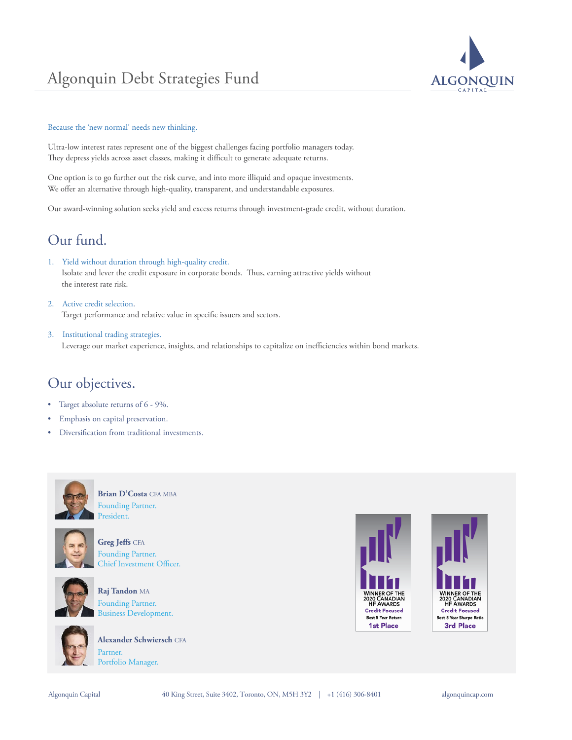# Algonquin Debt Strategies Fund

Because the 'new normal' needs new thinking.

Ultra-low interest rates represent one of the biggest challenges facing portfolio managers today. They depress yields across asset classes, making it difficult to generate adequate returns.

One option is to go further out the risk curve, and into more illiquid and opaque investments. We offer an alternative through high-quality, transparent, and understandable exposures.

Our award-winning solution seeks yield and excess returns through investment-grade credit, without duration.

## Our fund.

1. Yield without duration through high-quality credit.
   Isolate and lever the credit exposure in corporate bonds. Thus, earning attractive yields without the interest rate risk.

2. Active credit selection.
   Target performance and relative value in specific issuers and sectors.

3. Institutional trading strategies.
   Leverage our market experience, insights, and relationships to capitalize on inefficiencies within bond markets.

## Our objectives.

- Target absolute returns of 6 - 9%.
- Emphasis on capital preservation.
- Diversification from traditional investments.

**Brian D'Costa** CFA MBA
Founding Partner.
President.

**Greg Jeffs** CFA
Founding Partner.
Chief Investment Officer.

**Raj Tandon** MA
Founding Partner.
Business Development.

**Alexander Schwiersch** CFA
Partner.
Portfolio Manager.

Winner of the 2020 Canadian HF Awards — Credit Focused — Best 5 Year Return — 1st Place

Winner of the 2020 Canadian HF Awards — Credit Focused — Best 5 Year Sharpe Ratio — 3rd Place

Algonquin Capital | 40 King Street, Suite 3402, Toronto, ON, M5H 3Y2 | +1 (416) 306-8401 | algonquincap.com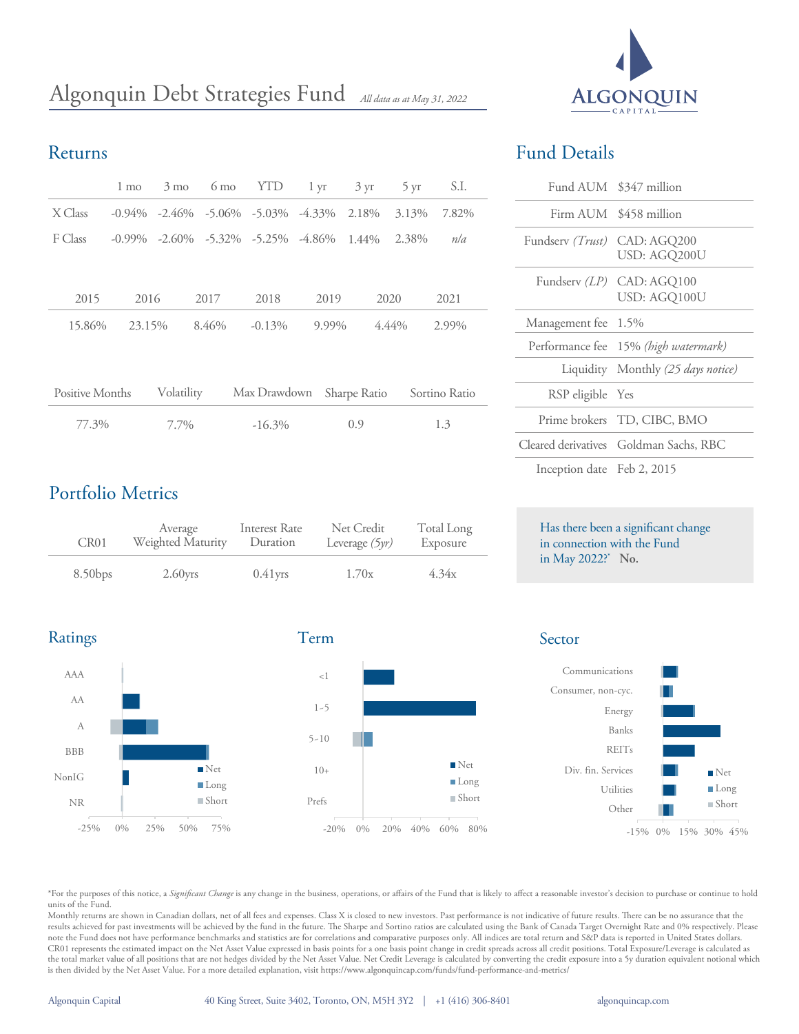# Algonquin Debt Strategies Fund

*All data as at May 31, 2022*

## Returns

| | 1 mo | 3 mo | 6 mo | YTD | 1 yr | 3 yr | 5 yr | S.I. |
|---|---|---|---|---|---|---|---|---|
| X Class | -0.94% | -2.46% | -5.06% | -5.03% | -4.33% | 2.18% | 3.13% | 7.82% |
| F Class | -0.99% | -2.60% | -5.32% | -5.25% | -4.86% | 1.44% | 2.38% | *n/a* |

| 2015 | 2016 | 2017 | 2018 | 2019 | 2020 | 2021 |
|---|---|---|---|---|---|---|
| 15.86% | 23.15% | 8.46% | -0.13% | 9.99% | 4.44% | 2.99% |

| Positive Months | Volatility | Max Drawdown | Sharpe Ratio | Sortino Ratio |
|---|---|---|---|---|
| 77.3% | 7.7% | -16.3% | 0.9 | 1.3 |

## Fund Details

| | |
|---|---|
| Fund AUM | $347 million |
| Firm AUM | $458 million |
| Fundserv *(Trust)* | CAD: AGQ200<br>USD: AGQ200U |
| Fundserv *(LP)* | CAD: AGQ100<br>USD: AGQ100U |
| Management fee | 1.5% |
| Performance fee | 15% *(high watermark)* |
| Liquidity | Monthly *(25 days notice)* |
| RSP eligible | Yes |
| Prime brokers | TD, CIBC, BMO |
| Cleared derivatives | Goldman Sachs, RBC |
| Inception date | Feb 2, 2015 |

## Portfolio Metrics

| CR01 | Average Weighted Maturity | Interest Rate Duration | Net Credit Leverage *(5yr)* | Total Long Exposure |
|---|---|---|---|---|
| 8.50bps | 2.60yrs | 0.41yrs | 1.70x | 4.34x |

Has there been a significant change in connection with the Fund in May 2022?* **No.**

## Ratings

AAA
AA
A
BBB
NonIG
NR

Net
Long
Short

-25% 0% 25% 50% 75%

## Term

<1
1-5
5-10
10+
Prefs

Net
Long
Short

-20% 0% 20% 40% 60% 80%

## Sector

Communications
Consumer, non-cyc.
Energy
Banks
REITs
Div. fin. Services
Utilities
Other

Net
Long
Short

-15% 0% 15% 30% 45%

*For the purposes of this notice, a *Significant Change* is any change in the business, operations, or affairs of the Fund that is likely to affect a reasonable investor's decision to purchase or continue to hold units of the Fund.

Monthly returns are shown in Canadian dollars, net of all fees and expenses. Class X is closed to new investors. Past performance is not indicative of future results. There can be no assurance that the results achieved for past investments will be achieved by the fund in the future. The Sharpe and Sortino ratios are calculated using the Bank of Canada Target Overnight Rate and 0% respectively. Please note the Fund does not have performance benchmarks and statistics are for correlations and comparative purposes only. All indices are total return and S&P data is reported in United States dollars. CR01 represents the estimated impact on the Net Asset Value expressed in basis points for a one basis point change in credit spreads across all credit positions. Total Exposure/Leverage is calculated as the total market value of all positions that are not hedges divided by the Net Asset Value. Net Credit Leverage is calculated by converting the credit exposure into a 5y duration equivalent notional which is then divided by the Net Asset Value. For a more detailed explanation, visit https://www.algonquincap.com/funds/fund-performance-and-metrics/

Algonquin Capital | 40 King Street, Suite 3402, Toronto, ON, M5H 3Y2 | +1 (416) 306-8401 | algonquincap.com